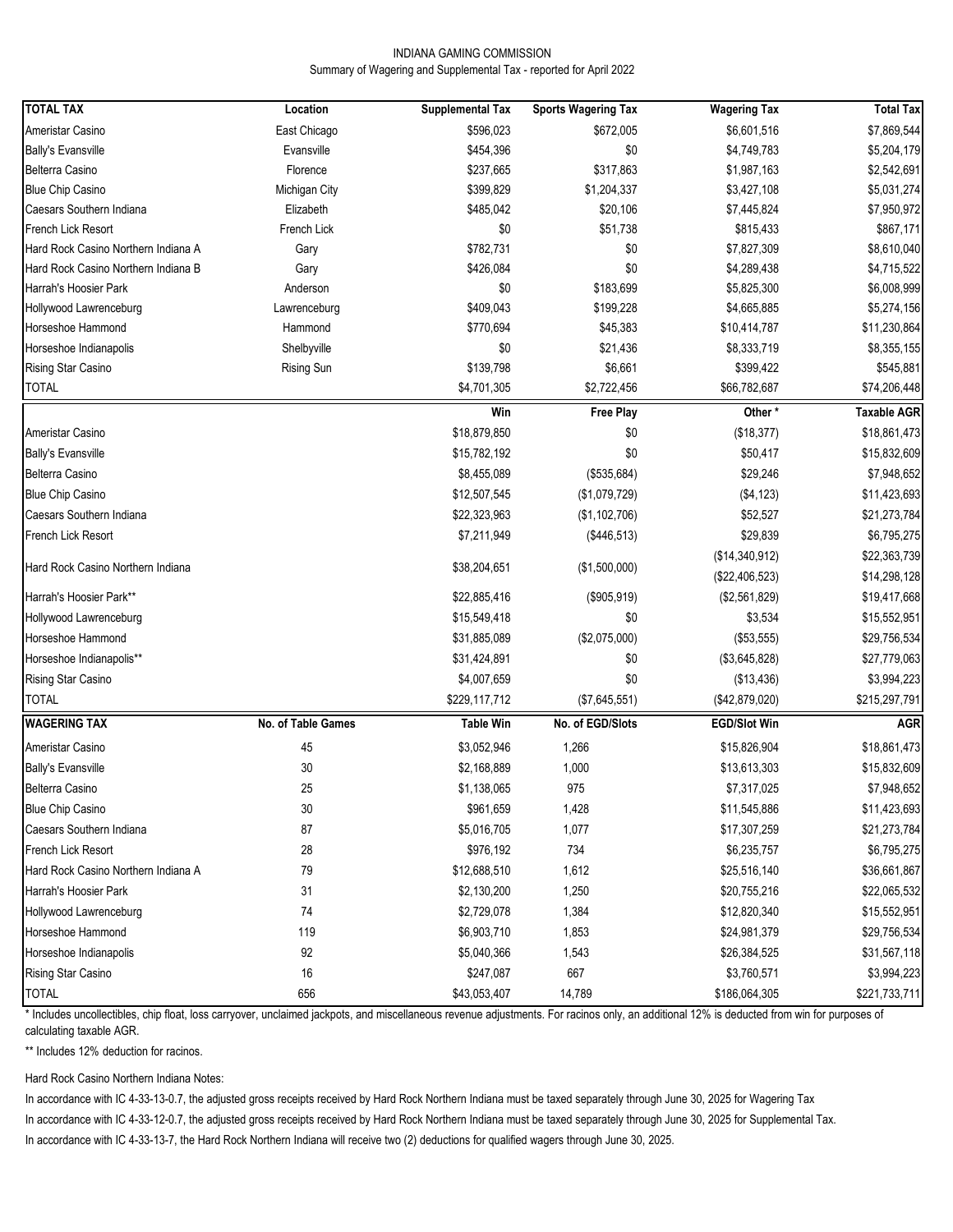INDIANA GAMING COMMISSION

Summary of Wagering and Supplemental Tax - reported for April 2022

| TOTAL TAX | Location | Supplemental Tax | Sports Wagering Tax | Wagering Tax | Total Tax |
|---|---|---|---|---|---|
| Ameristar Casino | East Chicago | $596,023 | $672,005 | $6,601,516 | $7,869,544 |
| Bally's Evansville | Evansville | $454,396 | $0 | $4,749,783 | $5,204,179 |
| Belterra Casino | Florence | $237,665 | $317,863 | $1,987,163 | $2,542,691 |
| Blue Chip Casino | Michigan City | $399,829 | $1,204,337 | $3,427,108 | $5,031,274 |
| Caesars Southern Indiana | Elizabeth | $485,042 | $20,106 | $7,445,824 | $7,950,972 |
| French Lick Resort | French Lick | $0 | $51,738 | $815,433 | $867,171 |
| Hard Rock Casino Northern Indiana A | Gary | $782,731 | $0 | $7,827,309 | $8,610,040 |
| Hard Rock Casino Northern Indiana B | Gary | $426,084 | $0 | $4,289,438 | $4,715,522 |
| Harrah's Hoosier Park | Anderson | $0 | $183,699 | $5,825,300 | $6,008,999 |
| Hollywood Lawrenceburg | Lawrenceburg | $409,043 | $199,228 | $4,665,885 | $5,274,156 |
| Horseshoe Hammond | Hammond | $770,694 | $45,383 | $10,414,787 | $11,230,864 |
| Horseshoe Indianapolis | Shelbyville | $0 | $21,436 | $8,333,719 | $8,355,155 |
| Rising Star Casino | Rising Sun | $139,798 | $6,661 | $399,422 | $545,881 |
| TOTAL | | $4,701,305 | $2,722,456 | $66,782,687 | $74,206,448 |

| | Win | Free Play | Other * | Taxable AGR |
|---|---|---|---|---|
| Ameristar Casino | $18,879,850 | $0 | ($18,377) | $18,861,473 |
| Bally's Evansville | $15,782,192 | $0 | $50,417 | $15,832,609 |
| Belterra Casino | $8,455,089 | ($535,684) | $29,246 | $7,948,652 |
| Blue Chip Casino | $12,507,545 | ($1,079,729) | ($4,123) | $11,423,693 |
| Caesars Southern Indiana | $22,323,963 | ($1,102,706) | $52,527 | $21,273,784 |
| French Lick Resort | $7,211,949 | ($446,513) | $29,839 | $6,795,275 |
| Hard Rock Casino Northern Indiana | $38,204,651 | ($1,500,000) | ($14,340,912) | $22,363,739 |
| | | | ($22,406,523) | $14,298,128 |
| Harrah's Hoosier Park** | $22,885,416 | ($905,919) | ($2,561,829) | $19,417,668 |
| Hollywood Lawrenceburg | $15,549,418 | $0 | $3,534 | $15,552,951 |
| Horseshoe Hammond | $31,885,089 | ($2,075,000) | ($53,555) | $29,756,534 |
| Horseshoe Indianapolis** | $31,424,891 | $0 | ($3,645,828) | $27,779,063 |
| Rising Star Casino | $4,007,659 | $0 | ($13,436) | $3,994,223 |
| TOTAL | $229,117,712 | ($7,645,551) | ($42,879,020) | $215,297,791 |

| WAGERING TAX | No. of Table Games | Table Win | No. of EGD/Slots | EGD/Slot Win | AGR |
|---|---|---|---|---|---|
| Ameristar Casino | 45 | $3,052,946 | 1,266 | $15,826,904 | $18,861,473 |
| Bally's Evansville | 30 | $2,168,889 | 1,000 | $13,613,303 | $15,832,609 |
| Belterra Casino | 25 | $1,138,065 | 975 | $7,317,025 | $7,948,652 |
| Blue Chip Casino | 30 | $961,659 | 1,428 | $11,545,886 | $11,423,693 |
| Caesars Southern Indiana | 87 | $5,016,705 | 1,077 | $17,307,259 | $21,273,784 |
| French Lick Resort | 28 | $976,192 | 734 | $6,235,757 | $6,795,275 |
| Hard Rock Casino Northern Indiana A | 79 | $12,688,510 | 1,612 | $25,516,140 | $36,661,867 |
| Harrah's Hoosier Park | 31 | $2,130,200 | 1,250 | $20,755,216 | $22,065,532 |
| Hollywood Lawrenceburg | 74 | $2,729,078 | 1,384 | $12,820,340 | $15,552,951 |
| Horseshoe Hammond | 119 | $6,903,710 | 1,853 | $24,981,379 | $29,756,534 |
| Horseshoe Indianapolis | 92 | $5,040,366 | 1,543 | $26,384,525 | $31,567,118 |
| Rising Star Casino | 16 | $247,087 | 667 | $3,760,571 | $3,994,223 |
| TOTAL | 656 | $43,053,407 | 14,789 | $186,064,305 | $221,733,711 |

* Includes uncollectibles, chip float, loss carryover, unclaimed jackpots, and miscellaneous revenue adjustments. For racinos only, an additional 12% is deducted from win for purposes of calculating taxable AGR.

** Includes 12% deduction for racinos.

Hard Rock Casino Northern Indiana Notes:

In accordance with IC 4-33-13-0.7, the adjusted gross receipts received by Hard Rock Northern Indiana must be taxed separately through June 30, 2025 for Wagering Tax

In accordance with IC 4-33-12-0.7, the adjusted gross receipts received by Hard Rock Northern Indiana must be taxed separately through June 30, 2025 for Supplemental Tax.

In accordance with IC 4-33-13-7, the Hard Rock Northern Indiana will receive two (2) deductions for qualified wagers through June 30, 2025.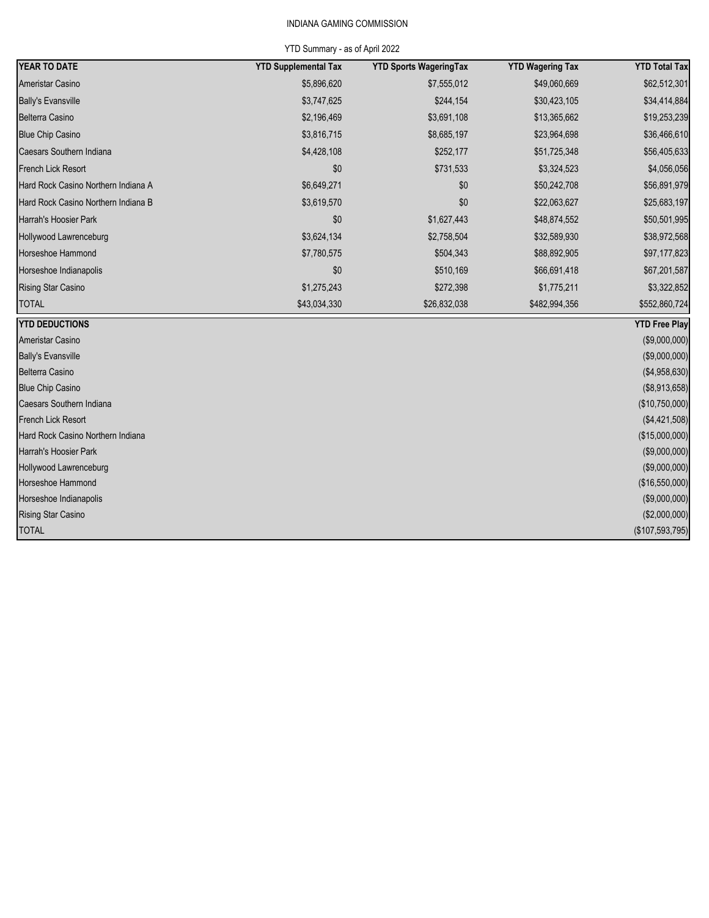INDIANA GAMING COMMISSION

YTD Summary - as of April 2022

| YEAR TO DATE | YTD Supplemental Tax | YTD Sports WageringTax | YTD Wagering Tax | YTD Total Tax |
|---|---|---|---|---|
| Ameristar Casino | $5,896,620 | $7,555,012 | $49,060,669 | $62,512,301 |
| Bally's Evansville | $3,747,625 | $244,154 | $30,423,105 | $34,414,884 |
| Belterra Casino | $2,196,469 | $3,691,108 | $13,365,662 | $19,253,239 |
| Blue Chip Casino | $3,816,715 | $8,685,197 | $23,964,698 | $36,466,610 |
| Caesars Southern Indiana | $4,428,108 | $252,177 | $51,725,348 | $56,405,633 |
| French Lick Resort | $0 | $731,533 | $3,324,523 | $4,056,056 |
| Hard Rock Casino Northern Indiana A | $6,649,271 | $0 | $50,242,708 | $56,891,979 |
| Hard Rock Casino Northern Indiana B | $3,619,570 | $0 | $22,063,627 | $25,683,197 |
| Harrah's Hoosier Park | $0 | $1,627,443 | $48,874,552 | $50,501,995 |
| Hollywood Lawrenceburg | $3,624,134 | $2,758,504 | $32,589,930 | $38,972,568 |
| Horseshoe Hammond | $7,780,575 | $504,343 | $88,892,905 | $97,177,823 |
| Horseshoe Indianapolis | $0 | $510,169 | $66,691,418 | $67,201,587 |
| Rising Star Casino | $1,275,243 | $272,398 | $1,775,211 | $3,322,852 |
| TOTAL | $43,034,330 | $26,832,038 | $482,994,356 | $552,860,724 |

| YTD DEDUCTIONS | YTD Free Play |
|---|---|
| Ameristar Casino | ($9,000,000) |
| Bally's Evansville | ($9,000,000) |
| Belterra Casino | ($4,958,630) |
| Blue Chip Casino | ($8,913,658) |
| Caesars Southern Indiana | ($10,750,000) |
| French Lick Resort | ($4,421,508) |
| Hard Rock Casino Northern Indiana | ($15,000,000) |
| Harrah's Hoosier Park | ($9,000,000) |
| Hollywood Lawrenceburg | ($9,000,000) |
| Horseshoe Hammond | ($16,550,000) |
| Horseshoe Indianapolis | ($9,000,000) |
| Rising Star Casino | ($2,000,000) |
| TOTAL | ($107,593,795) |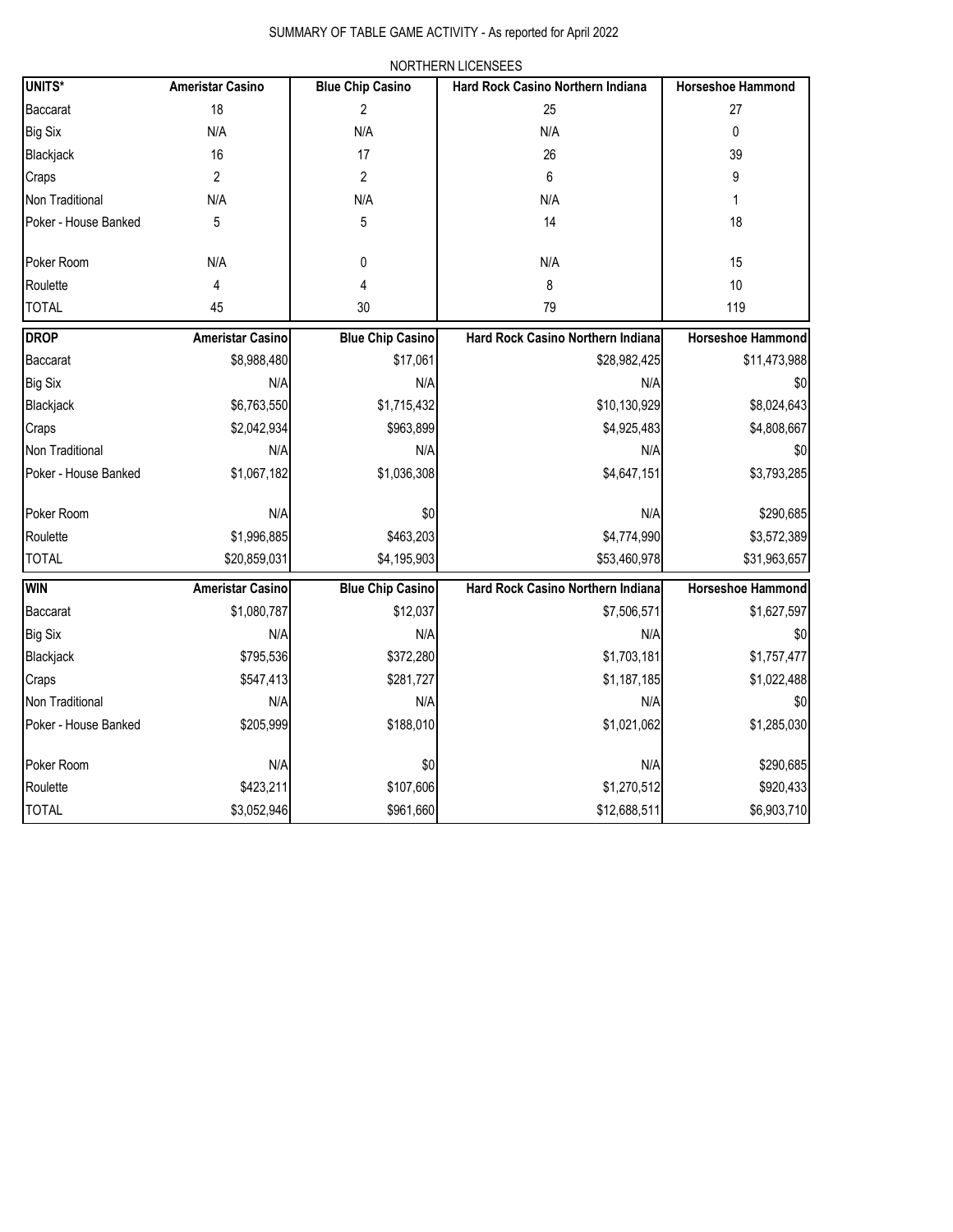SUMMARY OF TABLE GAME ACTIVITY - As reported for April 2022

NORTHERN LICENSEES

| UNITS* | Ameristar Casino | Blue Chip Casino | Hard Rock Casino Northern Indiana | Horseshoe Hammond |
|---|---|---|---|---|
| Baccarat | 18 | 2 | 25 | 27 |
| Big Six | N/A | N/A | N/A | 0 |
| Blackjack | 16 | 17 | 26 | 39 |
| Craps | 2 | 2 | 6 | 9 |
| Non Traditional | N/A | N/A | N/A | 1 |
| Poker - House Banked | 5 | 5 | 14 | 18 |
| Poker Room | N/A | 0 | N/A | 15 |
| Roulette | 4 | 4 | 8 | 10 |
| TOTAL | 45 | 30 | 79 | 119 |

| DROP | Ameristar Casino | Blue Chip Casino | Hard Rock Casino Northern Indiana | Horseshoe Hammond |
|---|---|---|---|---|
| Baccarat | $8,988,480 | $17,061 | $28,982,425 | $11,473,988 |
| Big Six | N/A | N/A | N/A | $0 |
| Blackjack | $6,763,550 | $1,715,432 | $10,130,929 | $8,024,643 |
| Craps | $2,042,934 | $963,899 | $4,925,483 | $4,808,667 |
| Non Traditional | N/A | N/A | N/A | $0 |
| Poker - House Banked | $1,067,182 | $1,036,308 | $4,647,151 | $3,793,285 |
| Poker Room | N/A | $0 | N/A | $290,685 |
| Roulette | $1,996,885 | $463,203 | $4,774,990 | $3,572,389 |
| TOTAL | $20,859,031 | $4,195,903 | $53,460,978 | $31,963,657 |

| WIN | Ameristar Casino | Blue Chip Casino | Hard Rock Casino Northern Indiana | Horseshoe Hammond |
|---|---|---|---|---|
| Baccarat | $1,080,787 | $12,037 | $7,506,571 | $1,627,597 |
| Big Six | N/A | N/A | N/A | $0 |
| Blackjack | $795,536 | $372,280 | $1,703,181 | $1,757,477 |
| Craps | $547,413 | $281,727 | $1,187,185 | $1,022,488 |
| Non Traditional | N/A | N/A | N/A | $0 |
| Poker - House Banked | $205,999 | $188,010 | $1,021,062 | $1,285,030 |
| Poker Room | N/A | $0 | N/A | $290,685 |
| Roulette | $423,211 | $107,606 | $1,270,512 | $920,433 |
| TOTAL | $3,052,946 | $961,660 | $12,688,511 | $6,903,710 |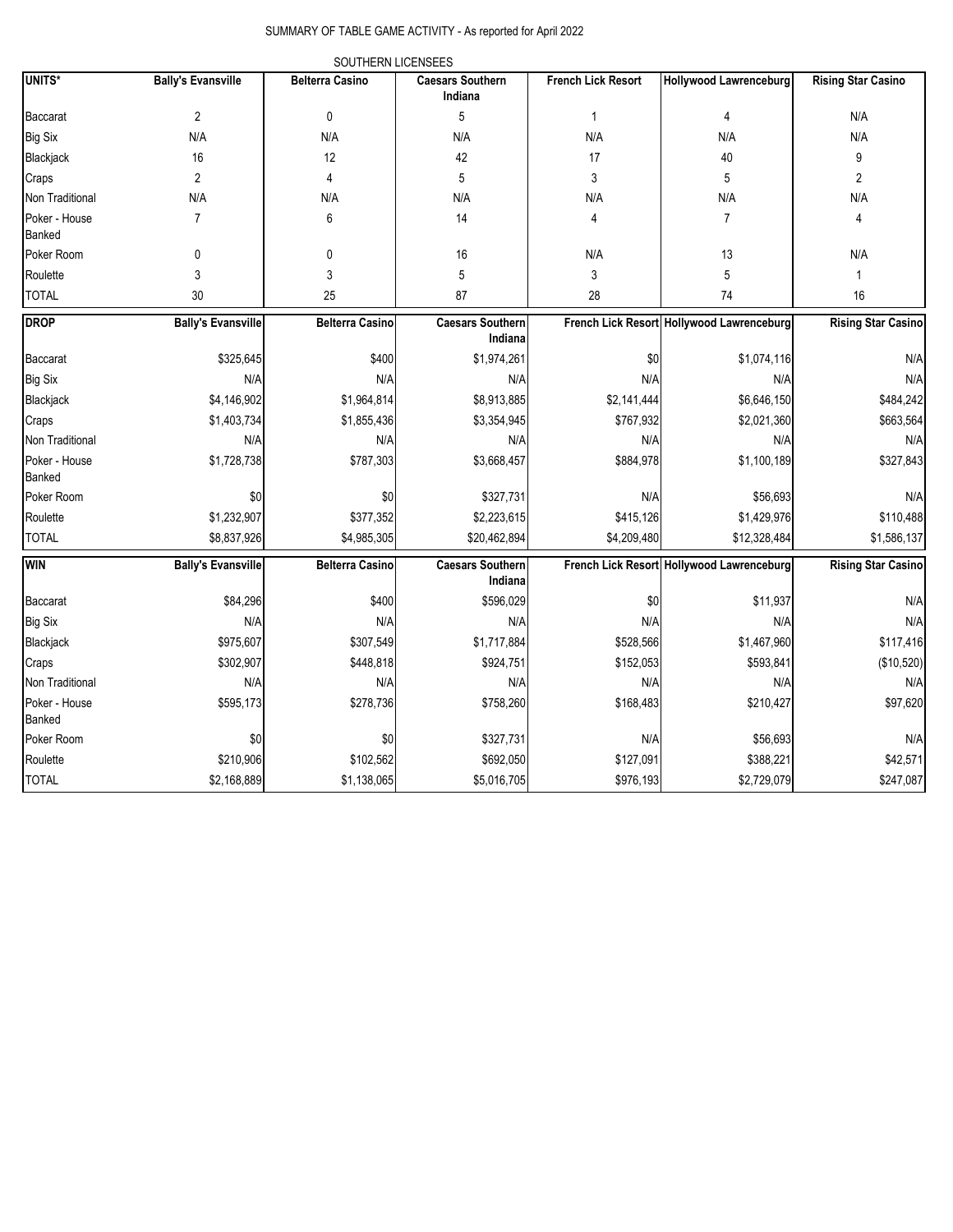SUMMARY OF TABLE GAME ACTIVITY - As reported for April 2022

SOUTHERN LICENSEES

| UNITS* | Bally's Evansville | Belterra Casino | Caesars Southern Indiana | French Lick Resort | Hollywood Lawrenceburg | Rising Star Casino |
|---|---|---|---|---|---|---|
| Baccarat | 2 | 0 | 5 | 1 | 4 | N/A |
| Big Six | N/A | N/A | N/A | N/A | N/A | N/A |
| Blackjack | 16 | 12 | 42 | 17 | 40 | 9 |
| Craps | 2 | 4 | 5 | 3 | 5 | 2 |
| Non Traditional | N/A | N/A | N/A | N/A | N/A | N/A |
| Poker - House Banked | 7 | 6 | 14 | 4 | 7 | 4 |
| Poker Room | 0 | 0 | 16 | N/A | 13 | N/A |
| Roulette | 3 | 3 | 5 | 3 | 5 | 1 |
| TOTAL | 30 | 25 | 87 | 28 | 74 | 16 |

| DROP | Bally's Evansville | Belterra Casino | Caesars Southern Indiana | French Lick Resort | Hollywood Lawrenceburg | Rising Star Casino |
|---|---|---|---|---|---|---|
| Baccarat | $325,645 | $400 | $1,974,261 | $0 | $1,074,116 | N/A |
| Big Six | N/A | N/A | N/A | N/A | N/A | N/A |
| Blackjack | $4,146,902 | $1,964,814 | $8,913,885 | $2,141,444 | $6,646,150 | $484,242 |
| Craps | $1,403,734 | $1,855,436 | $3,354,945 | $767,932 | $2,021,360 | $663,564 |
| Non Traditional | N/A | N/A | N/A | N/A | N/A | N/A |
| Poker - House Banked | $1,728,738 | $787,303 | $3,668,457 | $884,978 | $1,100,189 | $327,843 |
| Poker Room | $0 | $0 | $327,731 | N/A | $56,693 | N/A |
| Roulette | $1,232,907 | $377,352 | $2,223,615 | $415,126 | $1,429,976 | $110,488 |
| TOTAL | $8,837,926 | $4,985,305 | $20,462,894 | $4,209,480 | $12,328,484 | $1,586,137 |

| WIN | Bally's Evansville | Belterra Casino | Caesars Southern Indiana | French Lick Resort | Hollywood Lawrenceburg | Rising Star Casino |
|---|---|---|---|---|---|---|
| Baccarat | $84,296 | $400 | $596,029 | $0 | $11,937 | N/A |
| Big Six | N/A | N/A | N/A | N/A | N/A | N/A |
| Blackjack | $975,607 | $307,549 | $1,717,884 | $528,566 | $1,467,960 | $117,416 |
| Craps | $302,907 | $448,818 | $924,751 | $152,053 | $593,841 | ($10,520) |
| Non Traditional | N/A | N/A | N/A | N/A | N/A | N/A |
| Poker - House Banked | $595,173 | $278,736 | $758,260 | $168,483 | $210,427 | $97,620 |
| Poker Room | $0 | $0 | $327,731 | N/A | $56,693 | N/A |
| Roulette | $210,906 | $102,562 | $692,050 | $127,091 | $388,221 | $42,571 |
| TOTAL | $2,168,889 | $1,138,065 | $5,016,705 | $976,193 | $2,729,079 | $247,087 |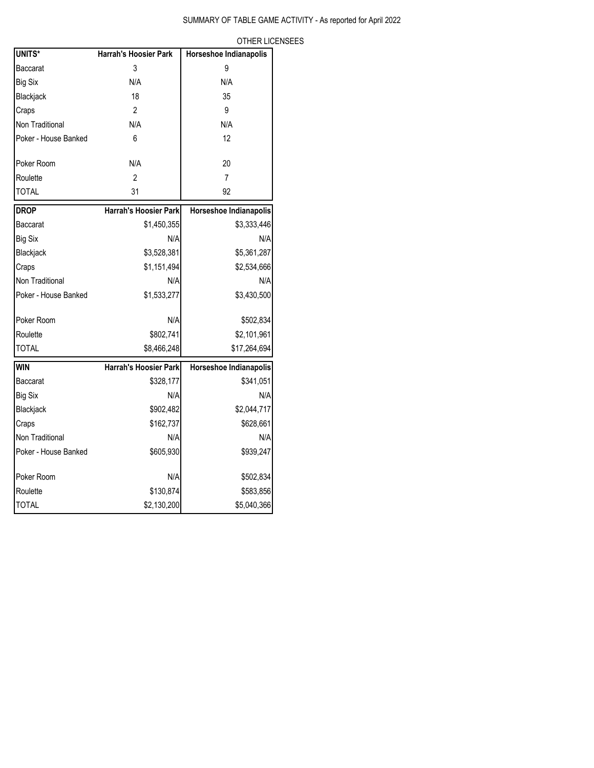SUMMARY OF TABLE GAME ACTIVITY - As reported for April 2022

OTHER LICENSEES

| UNITS* | Harrah's Hoosier Park | Horseshoe Indianapolis |
|---|---|---|
| Baccarat | 3 | 9 |
| Big Six | N/A | N/A |
| Blackjack | 18 | 35 |
| Craps | 2 | 9 |
| Non Traditional | N/A | N/A |
| Poker - House Banked | 6 | 12 |
| Poker Room | N/A | 20 |
| Roulette | 2 | 7 |
| TOTAL | 31 | 92 |

| DROP | Harrah's Hoosier Park | Horseshoe Indianapolis |
|---|---|---|
| Baccarat | $1,450,355 | $3,333,446 |
| Big Six | N/A | N/A |
| Blackjack | $3,528,381 | $5,361,287 |
| Craps | $1,151,494 | $2,534,666 |
| Non Traditional | N/A | N/A |
| Poker - House Banked | $1,533,277 | $3,430,500 |
| Poker Room | N/A | $502,834 |
| Roulette | $802,741 | $2,101,961 |
| TOTAL | $8,466,248 | $17,264,694 |

| WIN | Harrah's Hoosier Park | Horseshoe Indianapolis |
|---|---|---|
| Baccarat | $328,177 | $341,051 |
| Big Six | N/A | N/A |
| Blackjack | $902,482 | $2,044,717 |
| Craps | $162,737 | $628,661 |
| Non Traditional | N/A | N/A |
| Poker - House Banked | $605,930 | $939,247 |
| Poker Room | N/A | $502,834 |
| Roulette | $130,874 | $583,856 |
| TOTAL | $2,130,200 | $5,040,366 |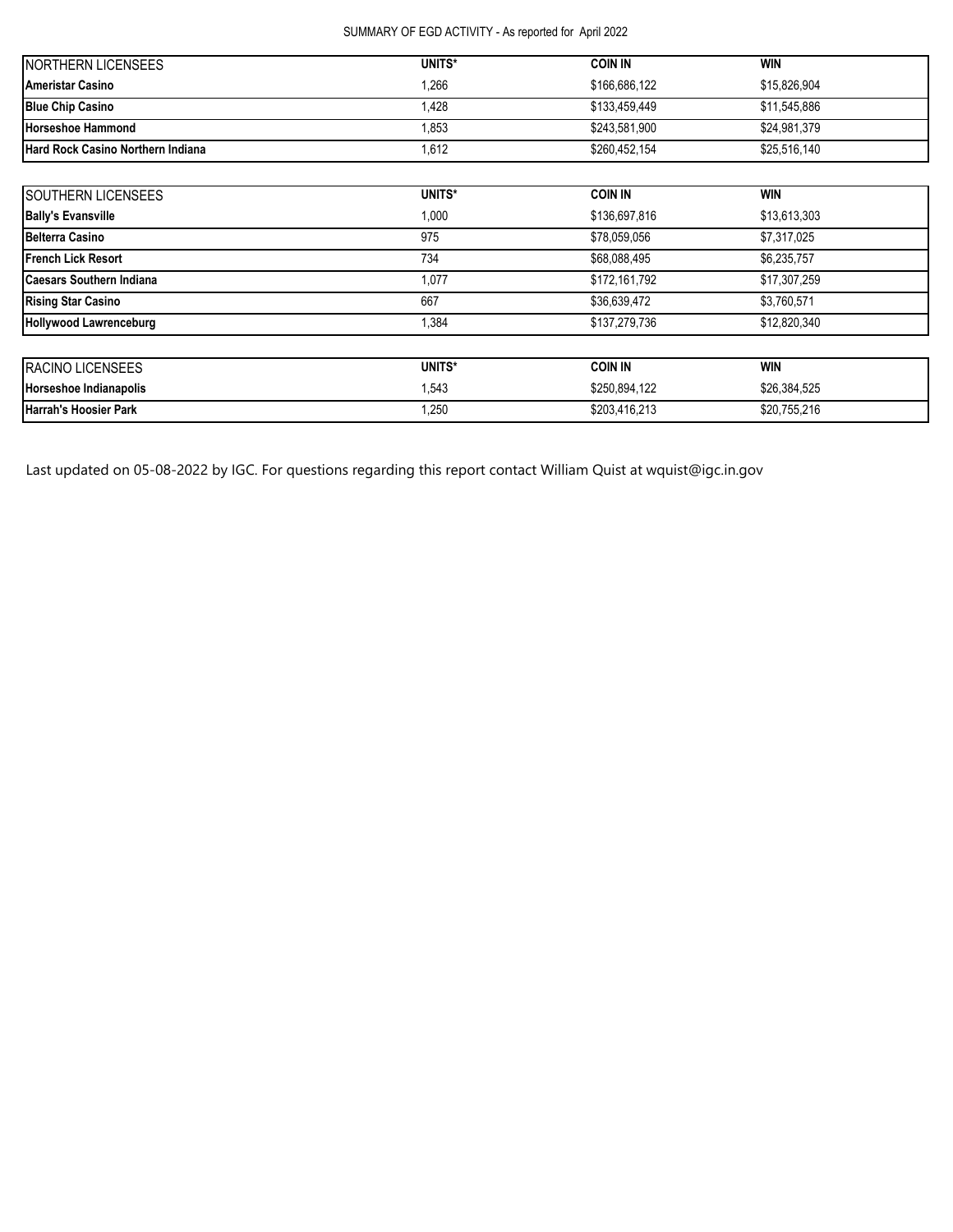SUMMARY OF EGD ACTIVITY - As reported for April 2022

| NORTHERN LICENSEES | UNITS* | COIN IN | WIN |
| --- | --- | --- | --- |
| **Ameristar Casino** | 1,266 | $166,686,122 | $15,826,904 |
| **Blue Chip Casino** | 1,428 | $133,459,449 | $11,545,886 |
| **Horseshoe Hammond** | 1,853 | $243,581,900 | $24,981,379 |
| **Hard Rock Casino Northern Indiana** | 1,612 | $260,452,154 | $25,516,140 |

| SOUTHERN LICENSEES | UNITS* | COIN IN | WIN |
| --- | --- | --- | --- |
| **Bally's Evansville** | 1,000 | $136,697,816 | $13,613,303 |
| **Belterra Casino** | 975 | $78,059,056 | $7,317,025 |
| **French Lick Resort** | 734 | $68,088,495 | $6,235,757 |
| **Caesars Southern Indiana** | 1,077 | $172,161,792 | $17,307,259 |
| **Rising Star Casino** | 667 | $36,639,472 | $3,760,571 |
| **Hollywood Lawrenceburg** | 1,384 | $137,279,736 | $12,820,340 |

| RACINO LICENSEES | UNITS* | COIN IN | WIN |
| --- | --- | --- | --- |
| **Horseshoe Indianapolis** | 1,543 | $250,894,122 | $26,384,525 |
| **Harrah's Hoosier Park** | 1,250 | $203,416,213 | $20,755,216 |

Last updated on 05-08-2022 by IGC. For questions regarding this report contact William Quist at wquist@igc.in.gov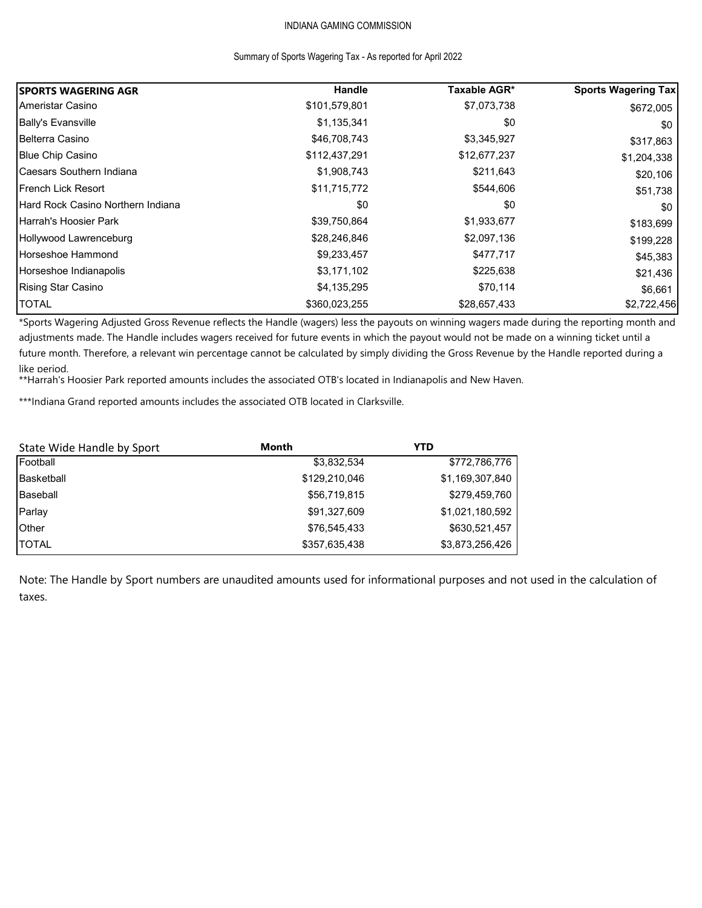INDIANA GAMING COMMISSION

Summary of Sports Wagering Tax - As reported for April 2022

| SPORTS WAGERING AGR | Handle | Taxable AGR* | Sports Wagering Tax |
|---|---|---|---|
| Ameristar Casino | $101,579,801 | $7,073,738 | $672,005 |
| Bally's Evansville | $1,135,341 | $0 | $0 |
| Belterra Casino | $46,708,743 | $3,345,927 | $317,863 |
| Blue Chip Casino | $112,437,291 | $12,677,237 | $1,204,338 |
| Caesars Southern Indiana | $1,908,743 | $211,643 | $20,106 |
| French Lick Resort | $11,715,772 | $544,606 | $51,738 |
| Hard Rock Casino Northern Indiana | $0 | $0 | $0 |
| Harrah's Hoosier Park | $39,750,864 | $1,933,677 | $183,699 |
| Hollywood Lawrenceburg | $28,246,846 | $2,097,136 | $199,228 |
| Horseshoe Hammond | $9,233,457 | $477,717 | $45,383 |
| Horseshoe Indianapolis | $3,171,102 | $225,638 | $21,436 |
| Rising Star Casino | $4,135,295 | $70,114 | $6,661 |
| TOTAL | $360,023,255 | $28,657,433 | $2,722,456 |

*Sports Wagering Adjusted Gross Revenue reflects the Handle (wagers) less the payouts on winning wagers made during the reporting month and adjustments made. The Handle includes wagers received for future events in which the payout would not be made on a winning ticket until a future month. Therefore, a relevant win percentage cannot be calculated by simply dividing the Gross Revenue by the Handle reported during a like period.

**Harrah's Hoosier Park reported amounts includes the associated OTB's located in Indianapolis and New Haven.

***Indiana Grand reported amounts includes the associated OTB located in Clarksville.

| State Wide Handle by Sport | Month | YTD |
|---|---|---|
| Football | $3,832,534 | $772,786,776 |
| Basketball | $129,210,046 | $1,169,307,840 |
| Baseball | $56,719,815 | $279,459,760 |
| Parlay | $91,327,609 | $1,021,180,592 |
| Other | $76,545,433 | $630,521,457 |
| TOTAL | $357,635,438 | $3,873,256,426 |

Note: The Handle by Sport numbers are unaudited amounts used for informational purposes and not used in the calculation of taxes.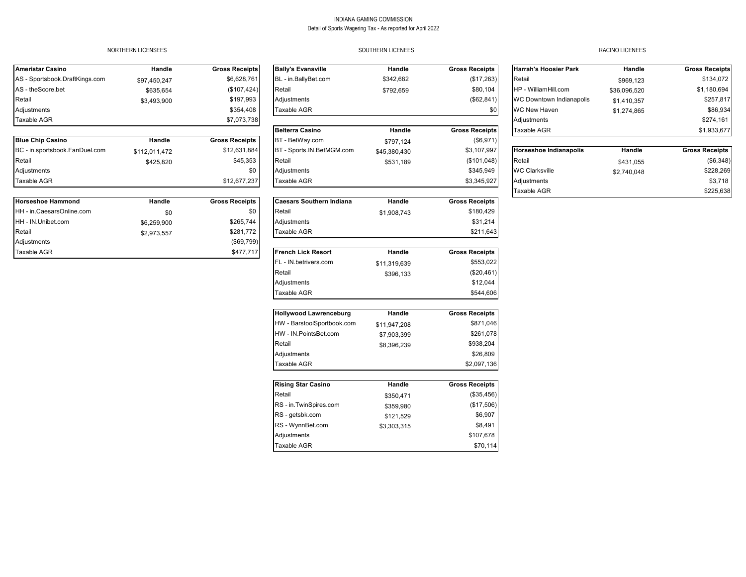INDIANA GAMING COMMISSION

Detail of Sports Wagering Tax - As reported for April 2022

## NORTHERN LICENSEES

| Ameristar Casino | Handle | Gross Receipts |
|---|---|---|
| AS - Sportsbook.DraftKings.com | $97,450,247 | $6,628,761 |
| AS - theScore.bet | $635,654 | ($107,424) |
| Retail | $3,493,900 | $197,993 |
| Adjustments | | $354,408 |
| Taxable AGR | | $7,073,738 |

| Blue Chip Casino | Handle | Gross Receipts |
|---|---|---|
| BC - in.sportsbook.FanDuel.com | $112,011,472 | $12,631,884 |
| Retail | $425,820 | $45,353 |
| Adjustments | | $0 |
| Taxable AGR | | $12,677,237 |

| Horseshoe Hammond | Handle | Gross Receipts |
|---|---|---|
| HH - in.CaesarsOnline.com | $0 | $0 |
| HH - IN.Unibet.com | $6,259,900 | $265,744 |
| Retail | $2,973,557 | $281,772 |
| Adjustments | | ($69,799) |
| Taxable AGR | | $477,717 |

## SOUTHERN LICENEES

| Bally's Evansville | Handle | Gross Receipts |
|---|---|---|
| BL - in.BallyBet.com | $342,682 | ($17,263) |
| Retail | $792,659 | $80,104 |
| Adjustments | | ($62,841) |
| Taxable AGR | | $0 |

| Belterra Casino | Handle | Gross Receipts |
|---|---|---|
| BT - BetWay.com | $797,124 | ($6,971) |
| BT - Sports.IN.BetMGM.com | $45,380,430 | $3,107,997 |
| Retail | $531,189 | ($101,048) |
| Adjustments | | $345,949 |
| Taxable AGR | | $3,345,927 |

| Caesars Southern Indiana | Handle | Gross Receipts |
|---|---|---|
| Retail | $1,908,743 | $180,429 |
| Adjustments | | $31,214 |
| Taxable AGR | | $211,643 |

| French Lick Resort | Handle | Gross Receipts |
|---|---|---|
| FL - IN.betrivers.com | $11,319,639 | $553,022 |
| Retail | $396,133 | ($20,461) |
| Adjustments | | $12,044 |
| Taxable AGR | | $544,606 |

| Hollywood Lawrenceburg | Handle | Gross Receipts |
|---|---|---|
| HW - BarstoolSportbook.com | $11,947,208 | $871,046 |
| HW - IN.PointsBet.com | $7,903,399 | $261,078 |
| Retail | $8,396,239 | $938,204 |
| Adjustments | | $26,809 |
| Taxable AGR | | $2,097,136 |

| Rising Star Casino | Handle | Gross Receipts |
|---|---|---|
| Retail | $350,471 | ($35,456) |
| RS - in.TwinSpires.com | $359,980 | ($17,506) |
| RS - getsbk.com | $121,529 | $6,907 |
| RS - WynnBet.com | $3,303,315 | $8,491 |
| Adjustments | | $107,678 |
| Taxable AGR | | $70,114 |

## RACINO LICENEES

| Harrah's Hoosier Park | Handle | Gross Receipts |
|---|---|---|
| Retail | $969,123 | $134,072 |
| HP - WilliamHill.com | $36,096,520 | $1,180,694 |
| WC Downtown Indianapolis | $1,410,357 | $257,817 |
| WC New Haven | $1,274,865 | $86,934 |
| Adjustments | | $274,161 |
| Taxable AGR | | $1,933,677 |

| Horseshoe Indianapolis | Handle | Gross Receipts |
|---|---|---|
| Retail | $431,055 | ($6,348) |
| WC Clarksville | $2,740,048 | $228,269 |
| Adjustments | | $3,718 |
| Taxable AGR | | $225,638 |